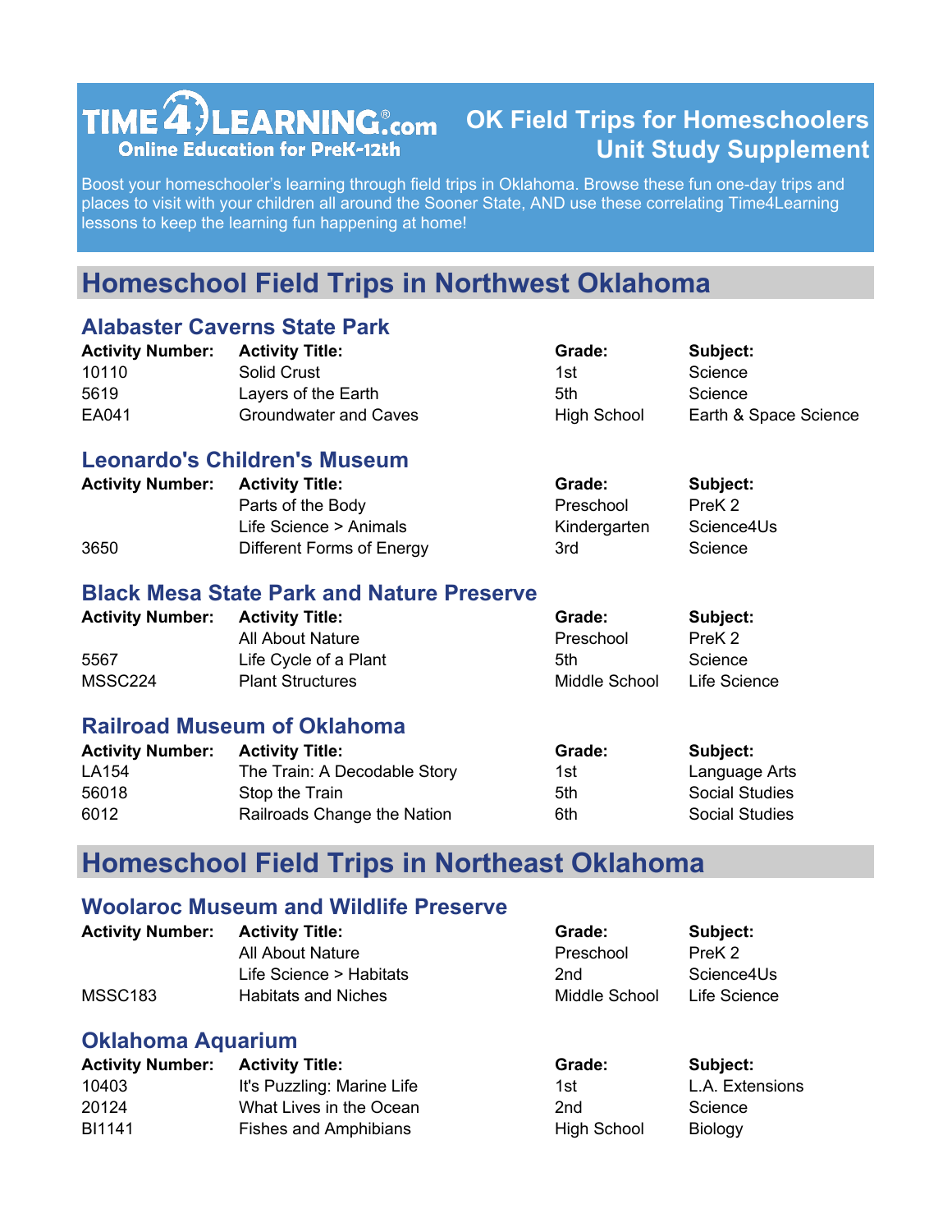TIME4LEARNING.com
Online Education for PreK-12th

# OK Field Trips for Homeschoolers Unit Study Supplement

Boost your homeschooler's learning through field trips in Oklahoma. Browse these fun one-day trips and places to visit with your children all around the Sooner State, AND use these correlating Time4Learning lessons to keep the learning fun happening at home!

## Homeschool Field Trips in Northwest Oklahoma

### Alabaster Caverns State Park

| Activity Number: | Activity Title: | Grade: | Subject: |
|---|---|---|---|
| 10110 | Solid Crust | 1st | Science |
| 5619 | Layers of the Earth | 5th | Science |
| EA041 | Groundwater and Caves | High School | Earth & Space Science |

### Leonardo's Children's Museum

| Activity Number: | Activity Title: | Grade: | Subject: |
|---|---|---|---|
| | Parts of the Body | Preschool | PreK 2 |
| | Life Science > Animals | Kindergarten | Science4Us |
| 3650 | Different Forms of Energy | 3rd | Science |

### Black Mesa State Park and Nature Preserve

| Activity Number: | Activity Title: | Grade: | Subject: |
|---|---|---|---|
| | All About Nature | Preschool | PreK 2 |
| 5567 | Life Cycle of a Plant | 5th | Science |
| MSSC224 | Plant Structures | Middle School | Life Science |

### Railroad Museum of Oklahoma

| Activity Number: | Activity Title: | Grade: | Subject: |
|---|---|---|---|
| LA154 | The Train: A Decodable Story | 1st | Language Arts |
| 56018 | Stop the Train | 5th | Social Studies |
| 6012 | Railroads Change the Nation | 6th | Social Studies |

## Homeschool Field Trips in Northeast Oklahoma

### Woolaroc Museum and Wildlife Preserve

| Activity Number: | Activity Title: | Grade: | Subject: |
|---|---|---|---|
| | All About Nature | Preschool | PreK 2 |
| | Life Science > Habitats | 2nd | Science4Us |
| MSSC183 | Habitats and Niches | Middle School | Life Science |

### Oklahoma Aquarium

| Activity Number: | Activity Title: | Grade: | Subject: |
|---|---|---|---|
| 10403 | It's Puzzling: Marine Life | 1st | L.A. Extensions |
| 20124 | What Lives in the Ocean | 2nd | Science |
| BI1141 | Fishes and Amphibians | High School | Biology |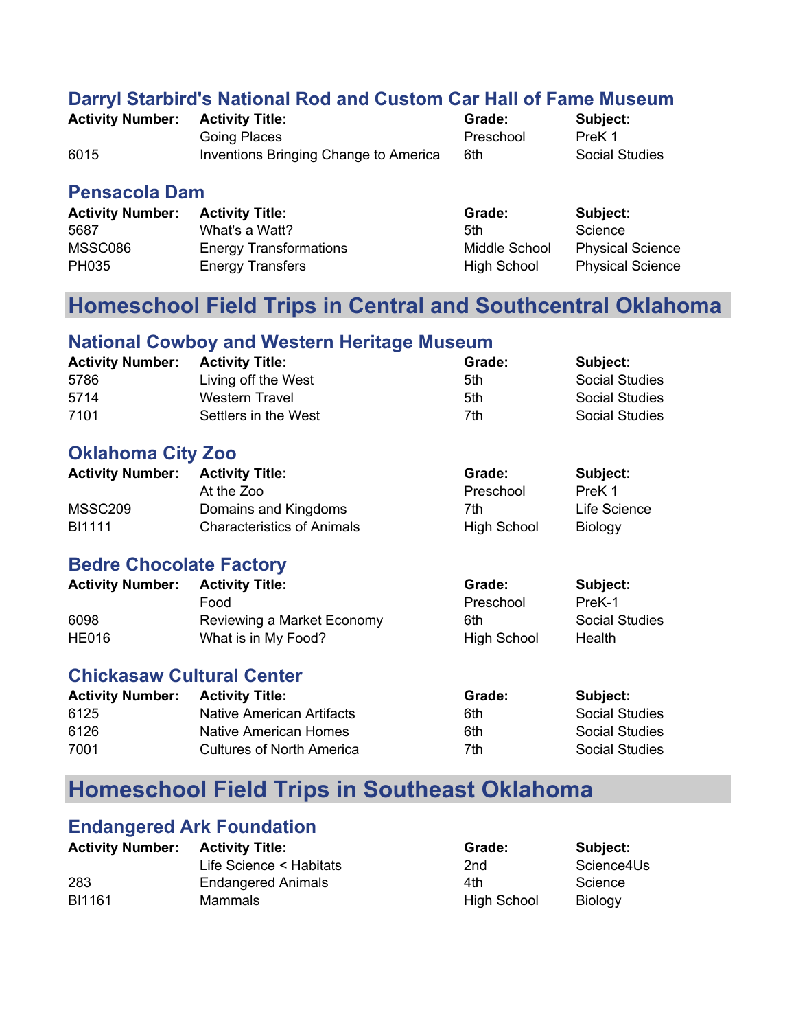### Darryl Starbird's National Rod and Custom Car Hall of Fame Museum

| Activity Number: | Activity Title: | Grade: | Subject: |
|---|---|---|---|
| | Going Places | Preschool | PreK 1 |
| 6015 | Inventions Bringing Change to America | 6th | Social Studies |

### Pensacola Dam

| Activity Number: | Activity Title: | Grade: | Subject: |
|---|---|---|---|
| 5687 | What's a Watt? | 5th | Science |
| MSSC086 | Energy Transformations | Middle School | Physical Science |
| PH035 | Energy Transfers | High School | Physical Science |

## Homeschool Field Trips in Central and Southcentral Oklahoma

### National Cowboy and Western Heritage Museum

| Activity Number: | Activity Title: | Grade: | Subject: |
|---|---|---|---|
| 5786 | Living off the West | 5th | Social Studies |
| 5714 | Western Travel | 5th | Social Studies |
| 7101 | Settlers in the West | 7th | Social Studies |

### Oklahoma City Zoo

| Activity Number: | Activity Title: | Grade: | Subject: |
|---|---|---|---|
| | At the Zoo | Preschool | PreK 1 |
| MSSC209 | Domains and Kingdoms | 7th | Life Science |
| BI1111 | Characteristics of Animals | High School | Biology |

### Bedre Chocolate Factory

| Activity Number: | Activity Title: | Grade: | Subject: |
|---|---|---|---|
| | Food | Preschool | PreK-1 |
| 6098 | Reviewing a Market Economy | 6th | Social Studies |
| HE016 | What is in My Food? | High School | Health |

### Chickasaw Cultural Center

| Activity Number: | Activity Title: | Grade: | Subject: |
|---|---|---|---|
| 6125 | Native American Artifacts | 6th | Social Studies |
| 6126 | Native American Homes | 6th | Social Studies |
| 7001 | Cultures of North America | 7th | Social Studies |

## Homeschool Field Trips in Southeast Oklahoma

### Endangered Ark Foundation

| Activity Number: | Activity Title: | Grade: | Subject: |
|---|---|---|---|
| | Life Science < Habitats | 2nd | Science4Us |
| 283 | Endangered Animals | 4th | Science |
| BI1161 | Mammals | High School | Biology |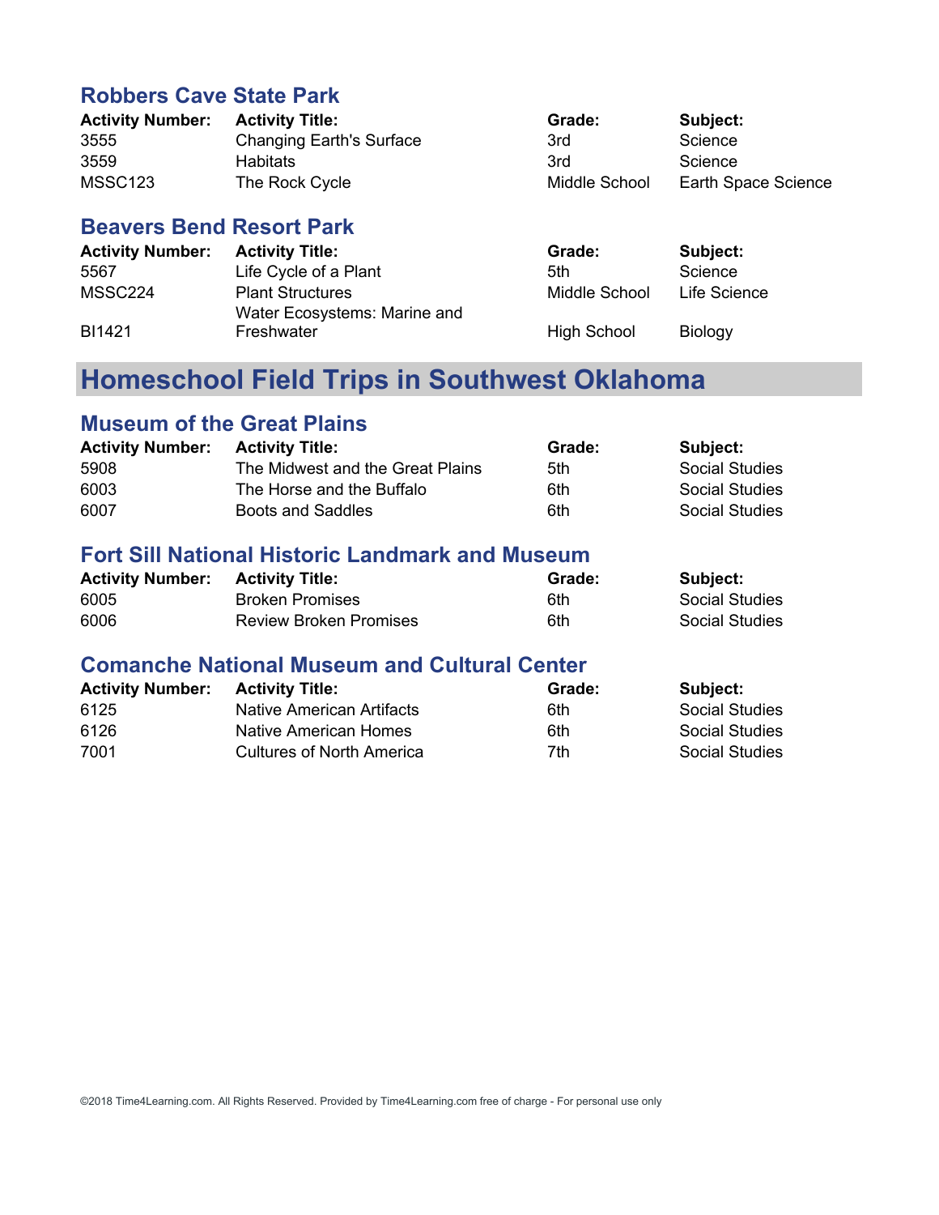### Robbers Cave State Park

| Activity Number: | Activity Title: | Grade: | Subject: |
|---|---|---|---|
| 3555 | Changing Earth's Surface | 3rd | Science |
| 3559 | Habitats | 3rd | Science |
| MSSC123 | The Rock Cycle | Middle School | Earth Space Science |

### Beavers Bend Resort Park

| Activity Number: | Activity Title: | Grade: | Subject: |
|---|---|---|---|
| 5567 | Life Cycle of a Plant | 5th | Science |
| MSSC224 | Plant Structures | Middle School | Life Science |
| BI1421 | Water Ecosystems: Marine and Freshwater | High School | Biology |

## Homeschool Field Trips in Southwest Oklahoma

### Museum of the Great Plains

| Activity Number: | Activity Title: | Grade: | Subject: |
|---|---|---|---|
| 5908 | The Midwest and the Great Plains | 5th | Social Studies |
| 6003 | The Horse and the Buffalo | 6th | Social Studies |
| 6007 | Boots and Saddles | 6th | Social Studies |

### Fort Sill National Historic Landmark and Museum

| Activity Number: | Activity Title: | Grade: | Subject: |
|---|---|---|---|
| 6005 | Broken Promises | 6th | Social Studies |
| 6006 | Review Broken Promises | 6th | Social Studies |

### Comanche National Museum and Cultural Center

| Activity Number: | Activity Title: | Grade: | Subject: |
|---|---|---|---|
| 6125 | Native American Artifacts | 6th | Social Studies |
| 6126 | Native American Homes | 6th | Social Studies |
| 7001 | Cultures of North America | 7th | Social Studies |

©2018 Time4Learning.com. All Rights Reserved. Provided by Time4Learning.com free of charge - For personal use only